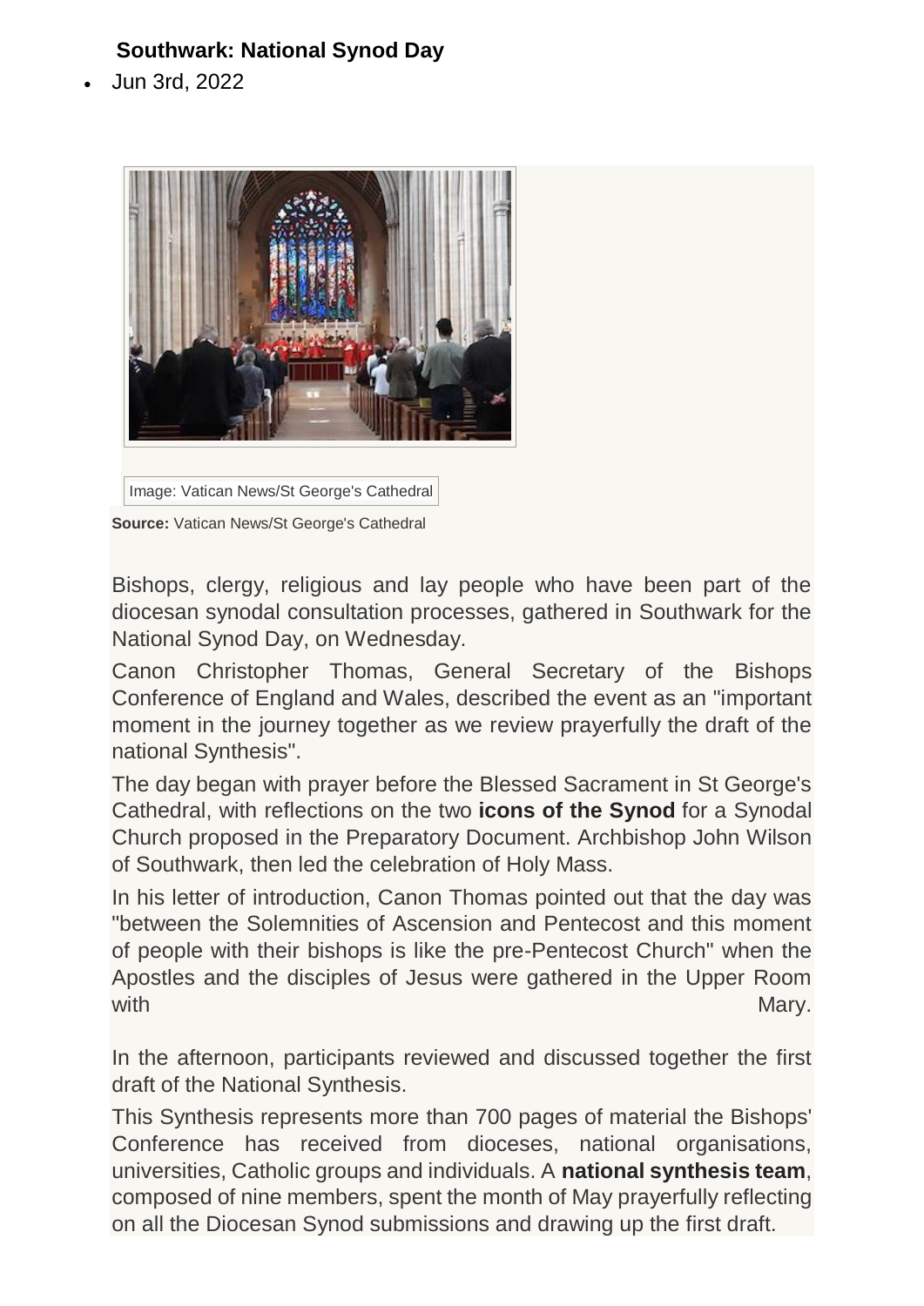## Southwark: National Synod Day

- Jun 3rd, 2022

Image: Vatican News/St George's Cathedral

**Source:** Vatican News/St George's Cathedral

Bishops, clergy, religious and lay people who have been part of the diocesan synodal consultation processes, gathered in Southwark for the National Synod Day, on Wednesday.

Canon Christopher Thomas, General Secretary of the Bishops Conference of England and Wales, described the event as an "important moment in the journey together as we review prayerfully the draft of the national Synthesis".

The day began with prayer before the Blessed Sacrament in St George's Cathedral, with reflections on the two **icons of the Synod** for a Synodal Church proposed in the Preparatory Document. Archbishop John Wilson of Southwark, then led the celebration of Holy Mass.

In his letter of introduction, Canon Thomas pointed out that the day was "between the Solemnities of Ascension and Pentecost and this moment of people with their bishops is like the pre-Pentecost Church" when the Apostles and the disciples of Jesus were gathered in the Upper Room with Mary.

In the afternoon, participants reviewed and discussed together the first draft of the National Synthesis.

This Synthesis represents more than 700 pages of material the Bishops' Conference has received from dioceses, national organisations, universities, Catholic groups and individuals. A **national synthesis team**, composed of nine members, spent the month of May prayerfully reflecting on all the Diocesan Synod submissions and drawing up the first draft.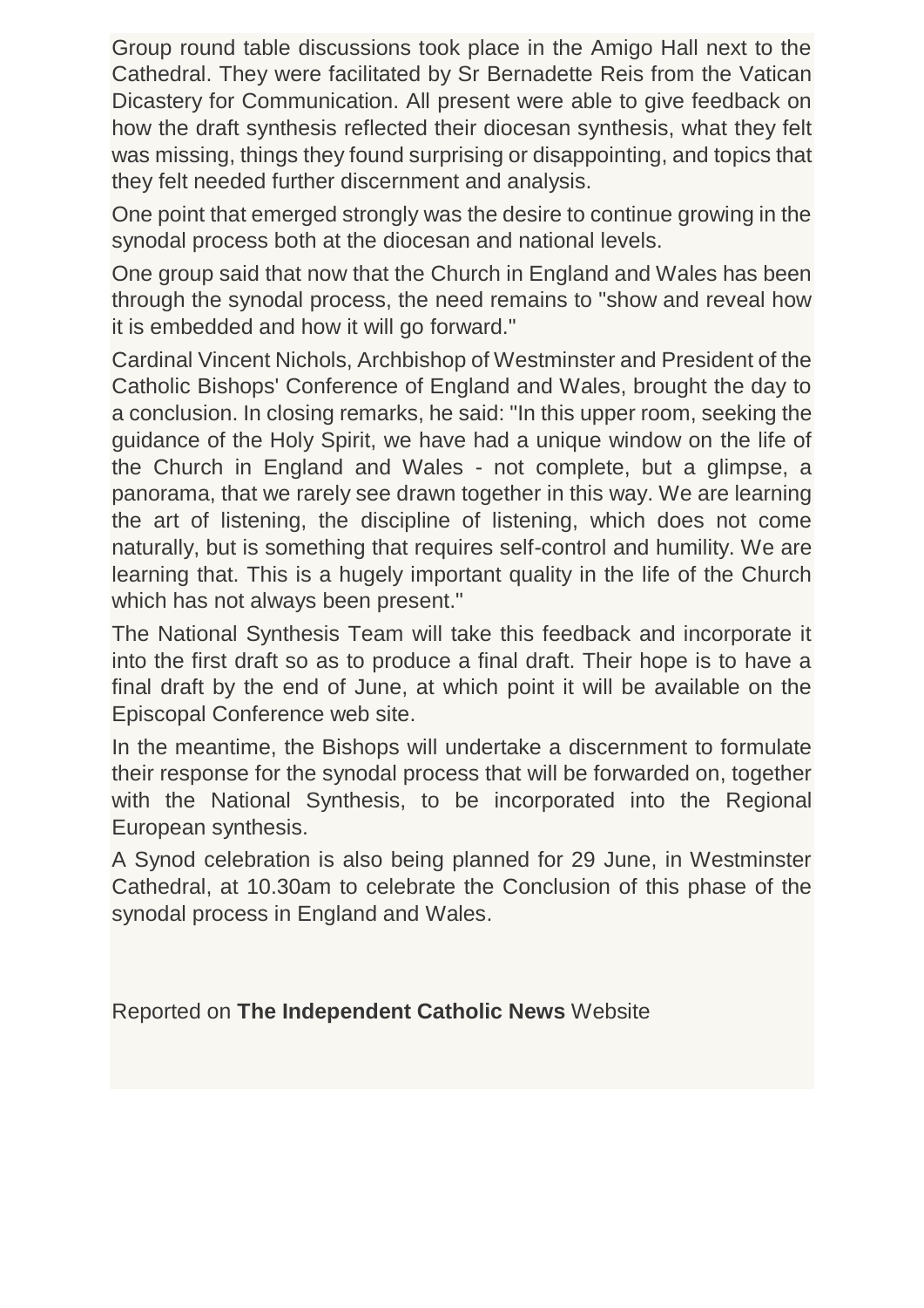Group round table discussions took place in the Amigo Hall next to the Cathedral. They were facilitated by Sr Bernadette Reis from the Vatican Dicastery for Communication. All present were able to give feedback on how the draft synthesis reflected their diocesan synthesis, what they felt was missing, things they found surprising or disappointing, and topics that they felt needed further discernment and analysis.

One point that emerged strongly was the desire to continue growing in the synodal process both at the diocesan and national levels.

One group said that now that the Church in England and Wales has been through the synodal process, the need remains to "show and reveal how it is embedded and how it will go forward."

Cardinal Vincent Nichols, Archbishop of Westminster and President of the Catholic Bishops' Conference of England and Wales, brought the day to a conclusion. In closing remarks, he said: "In this upper room, seeking the guidance of the Holy Spirit, we have had a unique window on the life of the Church in England and Wales - not complete, but a glimpse, a panorama, that we rarely see drawn together in this way. We are learning the art of listening, the discipline of listening, which does not come naturally, but is something that requires self-control and humility. We are learning that. This is a hugely important quality in the life of the Church which has not always been present."

The National Synthesis Team will take this feedback and incorporate it into the first draft so as to produce a final draft. Their hope is to have a final draft by the end of June, at which point it will be available on the Episcopal Conference web site.

In the meantime, the Bishops will undertake a discernment to formulate their response for the synodal process that will be forwarded on, together with the National Synthesis, to be incorporated into the Regional European synthesis.

A Synod celebration is also being planned for 29 June, in Westminster Cathedral, at 10.30am to celebrate the Conclusion of this phase of the synodal process in England and Wales.

Reported on **The Independent Catholic News** Website